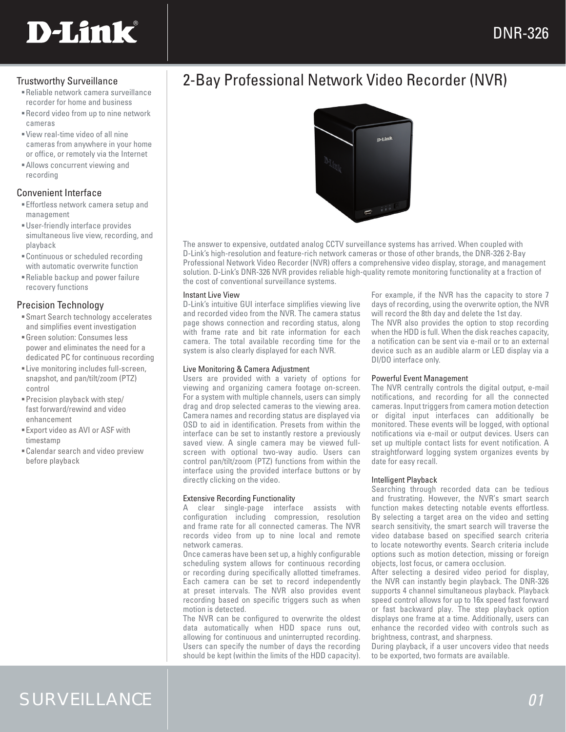# DNR-326

## 2-Bay Professional Network Video Recorder (NVR)

### Trustworthy Surveillance

- Reliable network camera surveillance recorder for home and business
- Record video from up to nine network cameras
- View real-time video of all nine cameras from anywhere in your home or office, or remotely via the Internet
- Allows concurrent viewing and recording

### Convenient Interface

- Effortless network camera setup and management
- User-friendly interface provides simultaneous live view, recording, and playback
- Continuous or scheduled recording with automatic overwrite function
- Reliable backup and power failure recovery functions

### Precision Technology

- Smart Search technology accelerates and simplifies event investigation
- Green solution: Consumes less power and eliminates the need for a dedicated PC for continuous recording
- Live monitoring includes full-screen, snapshot, and pan/tilt/zoom (PTZ) control
- Precision playback with step/ fast forward/rewind and video enhancement
- Export video as AVI or ASF with timestamp
- Calendar search and video preview before playback

The answer to expensive, outdated analog CCTV surveillance systems has arrived. When coupled with D-Link's high-resolution and feature-rich network cameras or those of other brands, the DNR-326 2-Bay Professional Network Video Recorder (NVR) offers a comprehensive video display, storage, and management solution. D-Link's DNR-326 NVR provides reliable high-quality remote monitoring functionality at a fraction of the cost of conventional surveillance systems.

#### Instant Live View

D-Link's intuitive GUI interface simplifies viewing live and recorded video from the NVR. The camera status page shows connection and recording status, along with frame rate and bit rate information for each camera. The total available recording time for the system is also clearly displayed for each NVR.

#### Live Monitoring & Camera Adjustment

Users are provided with a variety of options for viewing and organizing camera footage on-screen. For a system with multiple channels, users can simply drag and drop selected cameras to the viewing area. Camera names and recording status are displayed via OSD to aid in identification. Presets from within the interface can be set to instantly restore a previously saved view. A single camera may be viewed full-screen with optional two-way audio. Users can control pan/tilt/zoom (PTZ) functions from within the interface using the provided interface buttons or by directly clicking on the video.

#### Extensive Recording Functionality

A clear single-page interface assists with configuration including compression, resolution and frame rate for all connected cameras. The NVR records video from up to nine local and remote network cameras.

Once cameras have been set up, a highly configurable scheduling system allows for continuous recording or recording during specifically allotted timeframes. Each camera can be set to record independently at preset intervals. The NVR also provides event recording based on specific triggers such as when motion is detected.

The NVR can be configured to overwrite the oldest data automatically when HDD space runs out, allowing for continuous and uninterrupted recording. Users can specify the number of days the recording should be kept (within the limits of the HDD capacity). For example, if the NVR has the capacity to store 7 days of recording, using the overwrite option, the NVR will record the 8th day and delete the 1st day.

The NVR also provides the option to stop recording when the HDD is full. When the disk reaches capacity, a notification can be sent via e-mail or to an external device such as an audible alarm or LED display via a DI/DO interface only.

#### Powerful Event Management

The NVR centrally controls the digital output, e-mail notifications, and recording for all the connected cameras. Input triggers from camera motion detection or digital input interfaces can additionally be monitored. These events will be logged, with optional notifications via e-mail or output devices. Users can set up multiple contact lists for event notification. A straightforward logging system organizes events by date for easy recall.

#### Intelligent Playback

Searching through recorded data can be tedious and frustrating. However, the NVR's smart search function makes detecting notable events effortless. By selecting a target area on the video and setting search sensitivity, the smart search will traverse the video database based on specified search criteria to locate noteworthy events. Search criteria include options such as motion detection, missing or foreign objects, lost focus, or camera occlusion.

After selecting a desired video period for display, the NVR can instantly begin playback. The DNR-326 supports 4 channel simultaneous playback. Playback speed control allows for up to 16x speed fast forward or fast backward play. The step playback option displays one frame at a time. Additionally, users can enhance the recorded video with controls such as brightness, contrast, and sharpness.

During playback, if a user uncovers video that needs to be exported, two formats are available.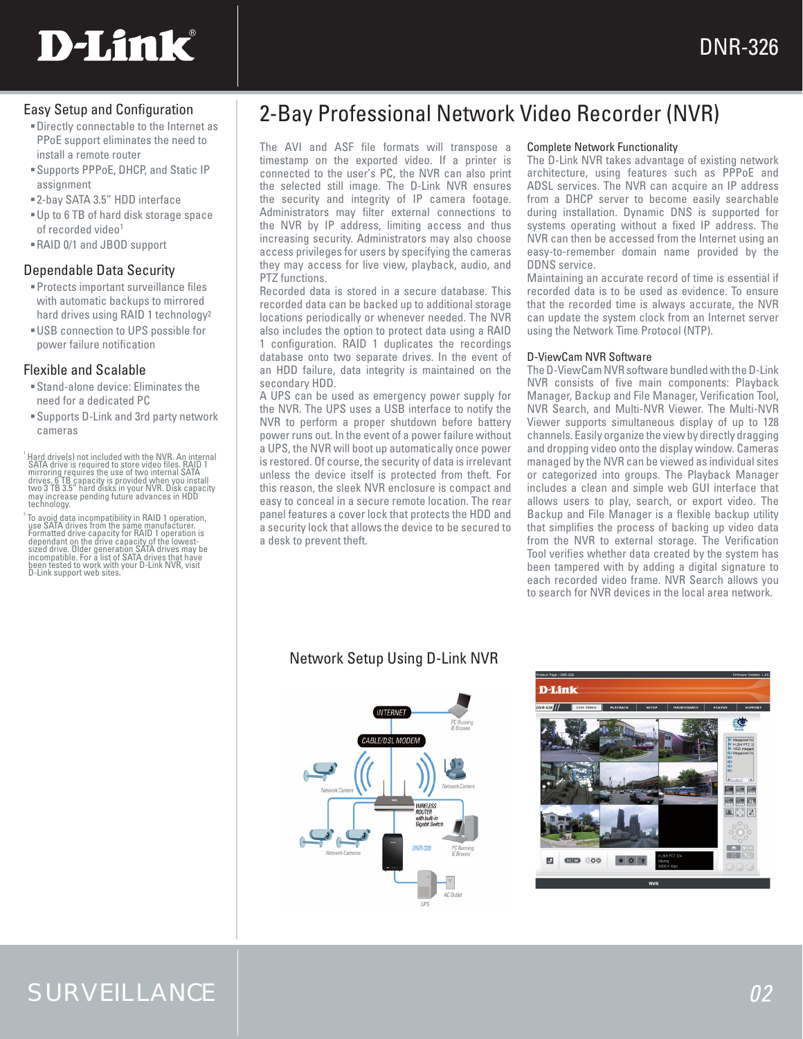# 2-Bay Professional Network Video Recorder (NVR)

## Easy Setup and Configuration

- Directly connectable to the Internet as PPoE support eliminates the need to install a remote router
- Supports PPPoE, DHCP, and Static IP assignment
- 2-bay SATA 3.5" HDD interface
- Up to 6 TB of hard disk storage space of recorded video[1]
- RAID 0/1 and JBOD support

## Dependable Data Security

- Protects important surveillance files with automatic backups to mirrored hard drives using RAID 1 technology[2]
- USB connection to UPS possible for power failure notification

## Flexible and Scalable

- Stand-alone device: Eliminates the need for a dedicated PC
- Supports D-Link and 3rd party network cameras

[1] Hard drive(s) not included with the NVR. An internal SATA drive is required to store video files. RAID 1 mirroring requires the use of two internal SATA drives. 6 TB capacity is provided when you install two 3 TB 3.5" hard disks in your NVR. Disk capacity may increase pending future advances in HDD technology.

[2] To avoid data incompatibility in RAID 1 operation, use SATA drives from the same manufacturer. Formatted drive capacity for RAID 1 operation is dependant on the drive capacity of the lowest-sized drive. Older generation SATA drives may be incompatible. For a list of SATA drives that have been tested to work with your D-Link NVR, visit D-Link support web sites.

The AVI and ASF file formats will transpose a timestamp on the exported video. If a printer is connected to the user's PC, the NVR can also print the selected still image. The D-Link NVR ensures the security and integrity of IP camera footage. Administrators may filter external connections to the NVR by IP address, limiting access and thus increasing security. Administrators may also choose access privileges for users by specifying the cameras they may access for live view, playback, audio, and PTZ functions.

Recorded data is stored in a secure database. This recorded data can be backed up to additional storage locations periodically or whenever needed. The NVR also includes the option to protect data using a RAID 1 configuration. RAID 1 duplicates the recordings database onto two separate drives. In the event of an HDD failure, data integrity is maintained on the secondary HDD.

A UPS can be used as emergency power supply for the NVR. The UPS uses a USB interface to notify the NVR to perform a proper shutdown before battery power runs out. In the event of a power failure without a UPS, the NVR will boot up automatically once power is restored. Of course, the security of data is irrelevant unless the device itself is protected from theft. For this reason, the sleek NVR enclosure is compact and easy to conceal in a secure remote location. The rear panel features a cover lock that protects the HDD and a security lock that allows the device to be secured to a desk to prevent theft.

### Complete Network Functionality

The D-Link NVR takes advantage of existing network architecture, using features such as PPPoE and ADSL services. The NVR can acquire an IP address from a DHCP server to become easily searchable during installation. Dynamic DNS is supported for systems operating without a fixed IP address. The NVR can then be accessed from the Internet using an easy-to-remember domain name provided by the DDNS service.

Maintaining an accurate record of time is essential if recorded data is to be used as evidence. To ensure that the recorded time is always accurate, the NVR can update the system clock from an Internet server using the Network Time Protocol (NTP).

### D-ViewCam NVR Software

The D-ViewCam NVR software bundled with the D-Link NVR consists of five main components: Playback Manager, Backup and File Manager, Verification Tool, NVR Search, and Multi-NVR Viewer. The Multi-NVR Viewer supports simultaneous display of up to 128 channels. Easily organize the view by directly dragging and dropping video onto the display window. Cameras managed by the NVR can be viewed as individual sites or categorized into groups. The Playback Manager includes a clean and simple web GUI interface that allows users to play, search, or export video. The Backup and File Manager is a flexible backup utility that simplifies the process of backing up video data from the NVR to external storage. The Verification Tool verifies whether data created by the system has been tampered with by adding a digital signature to each recorded video frame. NVR Search allows you to search for NVR devices in the local area network.

### Network Setup Using D-Link NVR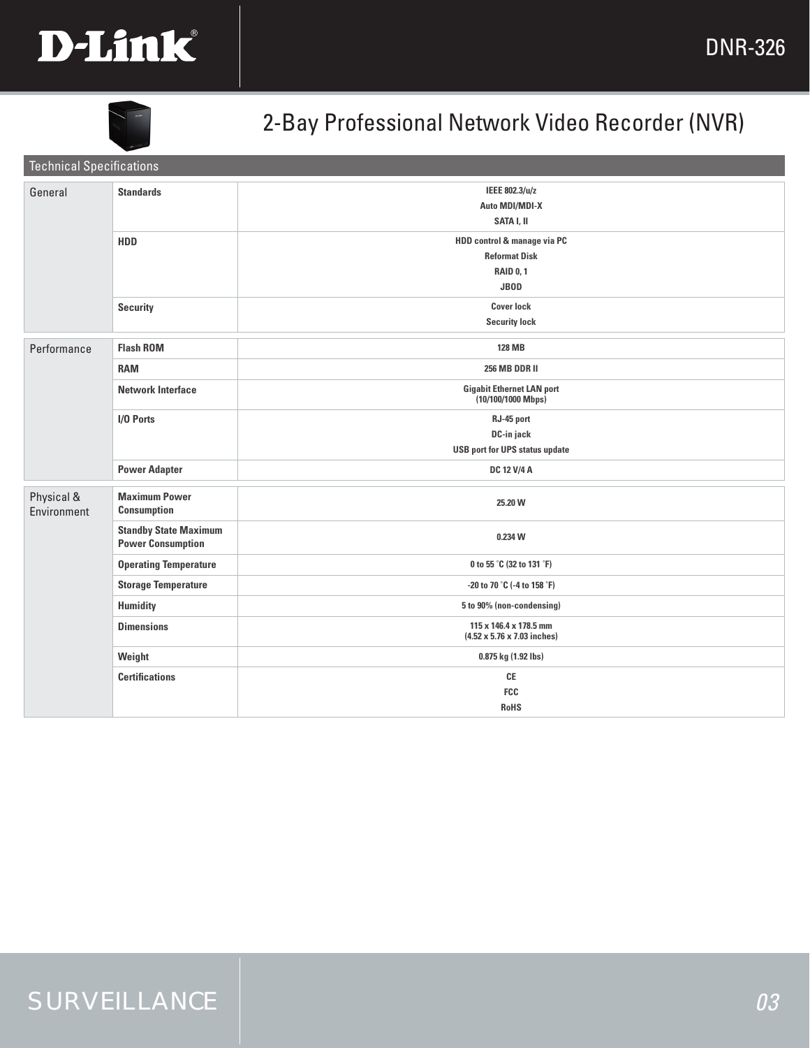# 2-Bay Professional Network Video Recorder (NVR)

## Technical Specifications

| Category | Item | Specification |
|---|---|---|
| General | Standards | IEEE 802.3/u/z<br>Auto MDI/MDI-X<br>SATA I, II |
| | HDD | HDD control & manage via PC<br>Reformat Disk<br>RAID 0, 1<br>JBOD |
| | Security | Cover lock<br>Security lock |
| Performance | Flash ROM | 128 MB |
| | RAM | 256 MB DDR II |
| | Network Interface | Gigabit Ethernet LAN port<br>(10/100/1000 Mbps) |
| | I/O Ports | RJ-45 port<br>DC-in jack<br>USB port for UPS status update |
| | Power Adapter | DC 12 V/4 A |
| Physical & Environment | Maximum Power Consumption | 25.20 W |
| | Standby State Maximum Power Consumption | 0.234 W |
| | Operating Temperature | 0 to 55 °C (32 to 131 °F) |
| | Storage Temperature | -20 to 70 °C (-4 to 158 °F) |
| | Humidity | 5 to 90% (non-condensing) |
| | Dimensions | 115 x 146.4 x 178.5 mm<br>(4.52 x 5.76 x 7.03 inches) |
| | Weight | 0.875 kg (1.92 lbs) |
| | Certifications | CE<br>FCC<br>RoHS |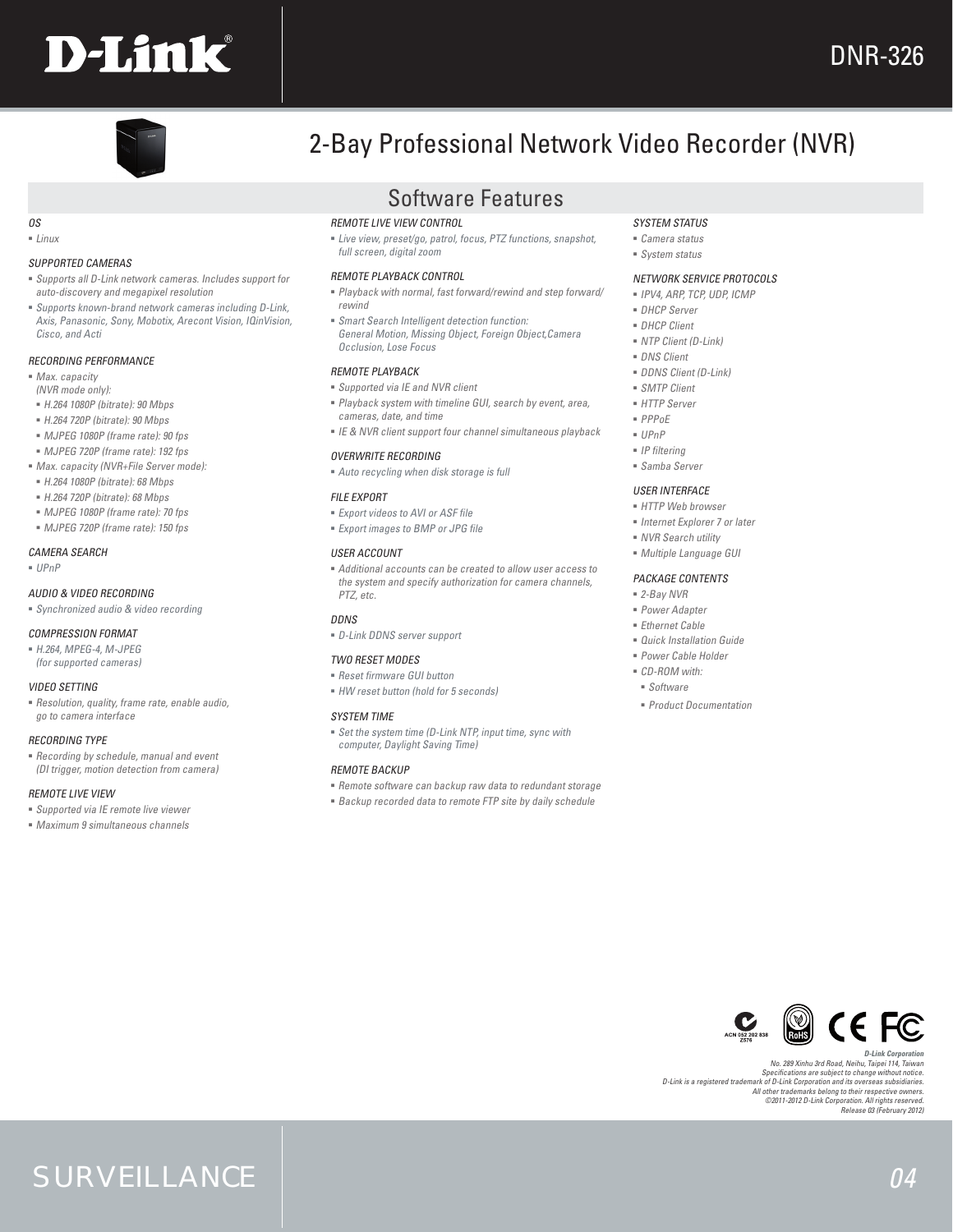D-Link®

DNR-326

# 2-Bay Professional Network Video Recorder (NVR)

## Software Features

*OS*
- *Linux*

*SUPPORTED CAMERAS*
- *Supports all D-Link network cameras. Includes support for auto-discovery and megapixel resolution*
- *Supports known-brand network cameras including D-Link, Axis, Panasonic, Sony, Mobotix, Arecont Vision, IQinVision, Cisco, and Acti*

*RECORDING PERFORMANCE*
- *Max. capacity (NVR mode only):*
  - *H.264 1080P (bitrate): 90 Mbps*
  - *H.264 720P (bitrate): 90 Mbps*
  - *MJPEG 1080P (frame rate): 90 fps*
  - *MJPEG 720P (frame rate): 192 fps*
- *Max. capacity (NVR+File Server mode):*
  - *H.264 1080P (bitrate): 68 Mbps*
  - *H.264 720P (bitrate): 68 Mbps*
  - *MJPEG 1080P (frame rate): 70 fps*
  - *MJPEG 720P (frame rate): 150 fps*

*CAMERA SEARCH*
- *UPnP*

*AUDIO & VIDEO RECORDING*
- *Synchronized audio & video recording*

*COMPRESSION FORMAT*
- *H.264, MPEG-4, M-JPEG (for supported cameras)*

*VIDEO SETTING*
- *Resolution, quality, frame rate, enable audio, go to camera interface*

*RECORDING TYPE*
- *Recording by schedule, manual and event (DI trigger, motion detection from camera)*

*REMOTE LIVE VIEW*
- *Supported via IE remote live viewer*
- *Maximum 9 simultaneous channels*

*REMOTE LIVE VIEW CONTROL*
- *Live view, preset/go, patrol, focus, PTZ functions, snapshot, full screen, digital zoom*

*REMOTE PLAYBACK CONTROL*
- *Playback with normal, fast forward/rewind and step forward/rewind*
- *Smart Search Intelligent detection function: General Motion, Missing Object, Foreign Object,Camera Occlusion, Lose Focus*

*REMOTE PLAYBACK*
- *Supported via IE and NVR client*
- *Playback system with timeline GUI, search by event, area, cameras, date, and time*
- *IE & NVR client support four channel simultaneous playback*

*OVERWRITE RECORDING*
- *Auto recycling when disk storage is full*

*FILE EXPORT*
- *Export videos to AVI or ASF file*
- *Export images to BMP or JPG file*

*USER ACCOUNT*
- *Additional accounts can be created to allow user access to the system and specify authorization for camera channels, PTZ, etc.*

*DDNS*
- *D-Link DDNS server support*

*TWO RESET MODES*
- *Reset firmware GUI button*
- *HW reset button (hold for 5 seconds)*

*SYSTEM TIME*
- *Set the system time (D-Link NTP, input time, sync with computer, Daylight Saving Time)*

*REMOTE BACKUP*
- *Remote software can backup raw data to redundant storage*
- *Backup recorded data to remote FTP site by daily schedule*

*SYSTEM STATUS*
- *Camera status*
- *System status*

*NETWORK SERVICE PROTOCOLS*
- *IPV4, ARP, TCP, UDP, ICMP*
- *DHCP Server*
- *DHCP Client*
- *NTP Client (D-Link)*
- *DNS Client*
- *DDNS Client (D-Link)*
- *SMTP Client*
- *HTTP Server*
- *PPPoE*
- *UPnP*
- *IP filtering*
- *Samba Server*

*USER INTERFACE*
- *HTTP Web browser*
- *Internet Explorer 7 or later*
- *NVR Search utility*
- *Multiple Language GUI*

*PACKAGE CONTENTS*
- *2-Bay NVR*
- *Power Adapter*
- *Ethernet Cable*
- *Quick Installation Guide*
- *Power Cable Holder*
- *CD-ROM with:*
  - *Software*
  - *Product Documentation*

ACN 052 202 838 Z576

RoHS CE FC

***D-Link Corporation***
*No. 289 Xinhu 3rd Road, Neihu, Taipei 114, Taiwan*
*Specifications are subject to change without notice.*
*D-Link is a registered trademark of D-Link Corporation and its overseas subsidiaries.*
*All other trademarks belong to their respective owners.*
*©2011-2012 D-Link Corporation. All rights reserved.*
*Release 03 (February 2012)*

SURVEILLANCE